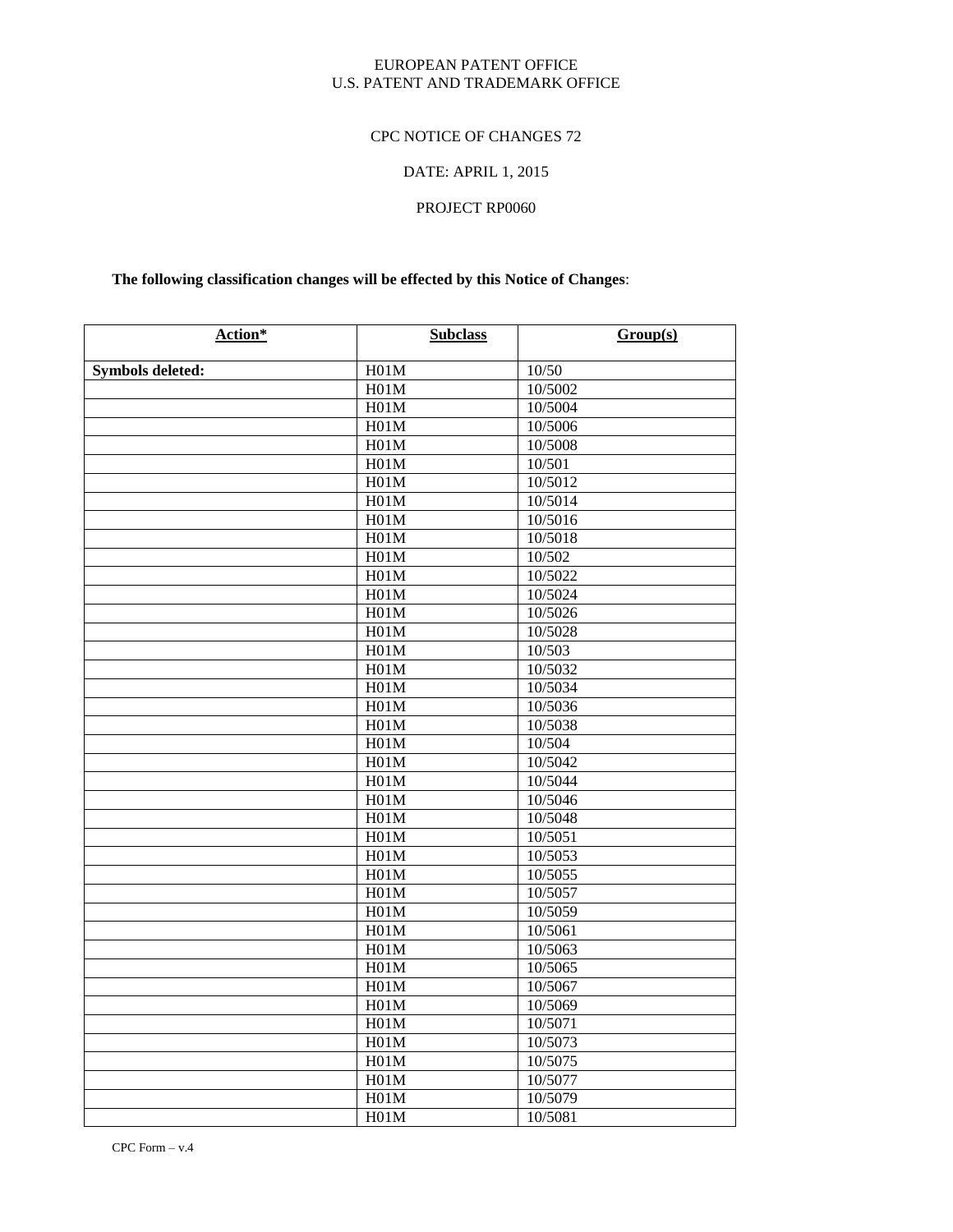EUROPEAN PATENT OFFICE
U.S. PATENT AND TRADEMARK OFFICE

CPC NOTICE OF CHANGES 72

DATE: APRIL 1, 2015

PROJECT RP0060

**The following classification changes will be effected by this Notice of Changes**:

| Action* | Subclass | Group(s) |
|---|---|---|
| **Symbols deleted:** | H01M | 10/50 |
| | H01M | 10/5002 |
| | H01M | 10/5004 |
| | H01M | 10/5006 |
| | H01M | 10/5008 |
| | H01M | 10/501 |
| | H01M | 10/5012 |
| | H01M | 10/5014 |
| | H01M | 10/5016 |
| | H01M | 10/5018 |
| | H01M | 10/502 |
| | H01M | 10/5022 |
| | H01M | 10/5024 |
| | H01M | 10/5026 |
| | H01M | 10/5028 |
| | H01M | 10/503 |
| | H01M | 10/5032 |
| | H01M | 10/5034 |
| | H01M | 10/5036 |
| | H01M | 10/5038 |
| | H01M | 10/504 |
| | H01M | 10/5042 |
| | H01M | 10/5044 |
| | H01M | 10/5046 |
| | H01M | 10/5048 |
| | H01M | 10/5051 |
| | H01M | 10/5053 |
| | H01M | 10/5055 |
| | H01M | 10/5057 |
| | H01M | 10/5059 |
| | H01M | 10/5061 |
| | H01M | 10/5063 |
| | H01M | 10/5065 |
| | H01M | 10/5067 |
| | H01M | 10/5069 |
| | H01M | 10/5071 |
| | H01M | 10/5073 |
| | H01M | 10/5075 |
| | H01M | 10/5077 |
| | H01M | 10/5079 |
| | H01M | 10/5081 |

CPC Form – v.4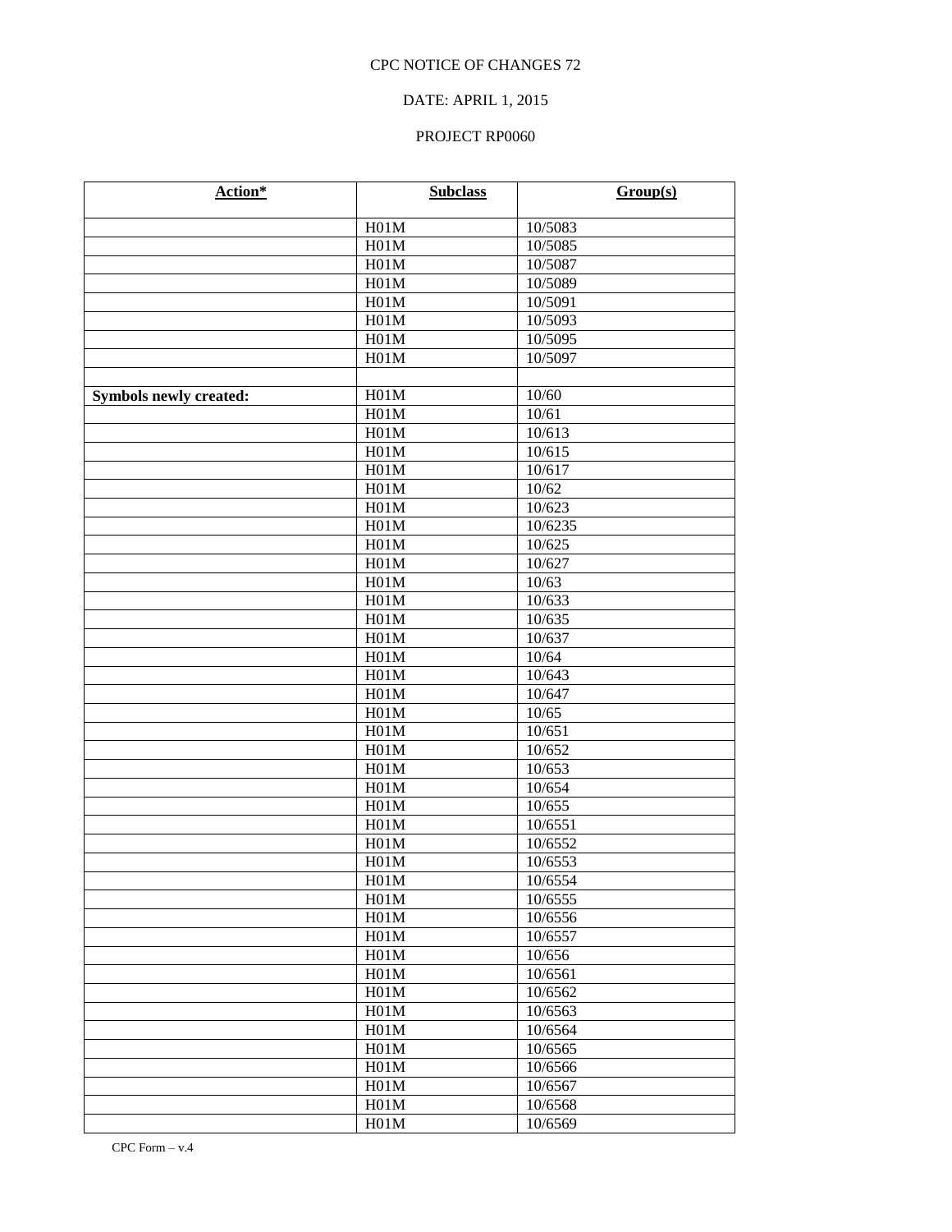CPC NOTICE OF CHANGES 72

DATE: APRIL 1, 2015

PROJECT RP0060

| Action* | Subclass | Group(s) |
|---|---|---|
| | H01M | 10/5083 |
| | H01M | 10/5085 |
| | H01M | 10/5087 |
| | H01M | 10/5089 |
| | H01M | 10/5091 |
| | H01M | 10/5093 |
| | H01M | 10/5095 |
| | H01M | 10/5097 |
| | | |
| **Symbols newly created:** | H01M | 10/60 |
| | H01M | 10/61 |
| | H01M | 10/613 |
| | H01M | 10/615 |
| | H01M | 10/617 |
| | H01M | 10/62 |
| | H01M | 10/623 |
| | H01M | 10/6235 |
| | H01M | 10/625 |
| | H01M | 10/627 |
| | H01M | 10/63 |
| | H01M | 10/633 |
| | H01M | 10/635 |
| | H01M | 10/637 |
| | H01M | 10/64 |
| | H01M | 10/643 |
| | H01M | 10/647 |
| | H01M | 10/65 |
| | H01M | 10/651 |
| | H01M | 10/652 |
| | H01M | 10/653 |
| | H01M | 10/654 |
| | H01M | 10/655 |
| | H01M | 10/6551 |
| | H01M | 10/6552 |
| | H01M | 10/6553 |
| | H01M | 10/6554 |
| | H01M | 10/6555 |
| | H01M | 10/6556 |
| | H01M | 10/6557 |
| | H01M | 10/656 |
| | H01M | 10/6561 |
| | H01M | 10/6562 |
| | H01M | 10/6563 |
| | H01M | 10/6564 |
| | H01M | 10/6565 |
| | H01M | 10/6566 |
| | H01M | 10/6567 |
| | H01M | 10/6568 |
| | H01M | 10/6569 |

CPC Form – v.4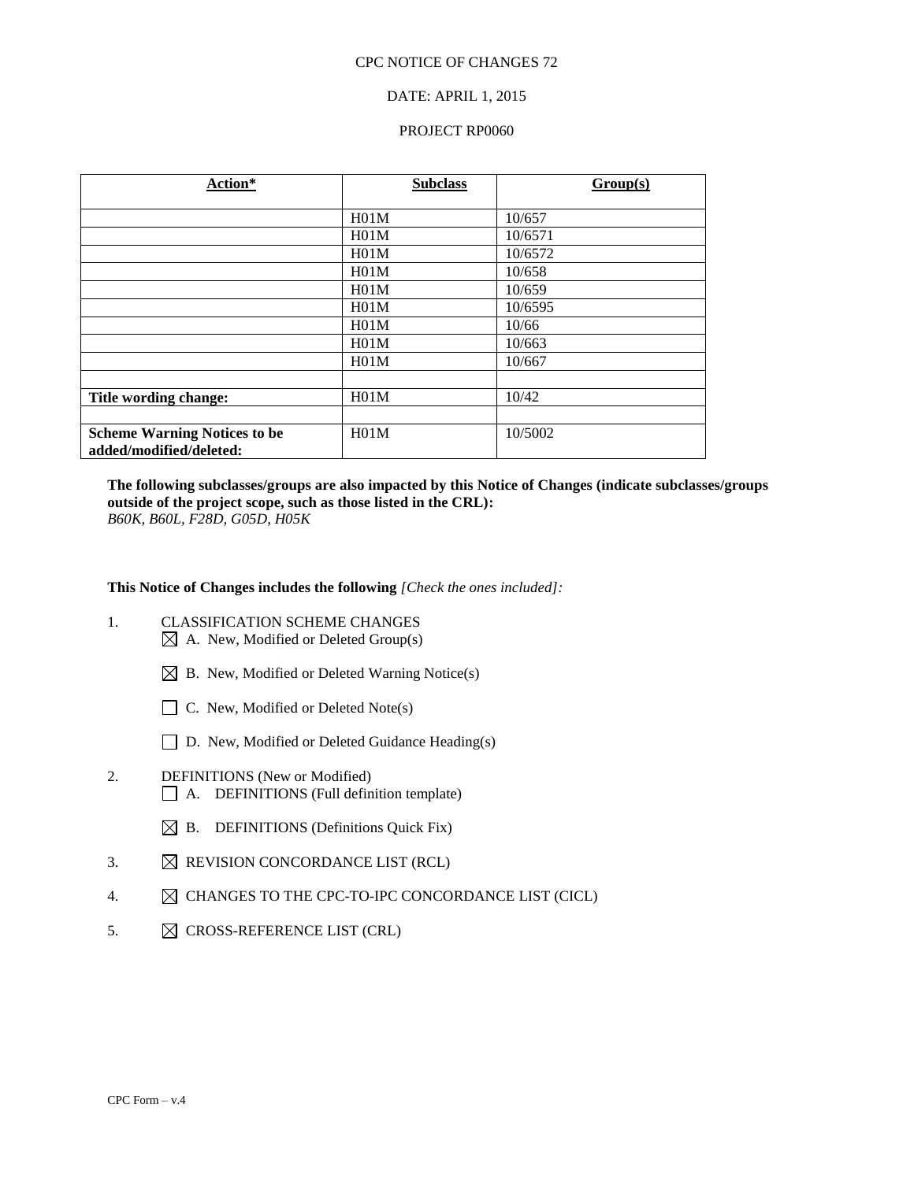CPC NOTICE OF CHANGES 72

DATE: APRIL 1, 2015

PROJECT RP0060

| Action* | Subclass | Group(s) |
|---|---|---|
| | H01M | 10/657 |
| | H01M | 10/6571 |
| | H01M | 10/6572 |
| | H01M | 10/658 |
| | H01M | 10/659 |
| | H01M | 10/6595 |
| | H01M | 10/66 |
| | H01M | 10/663 |
| | H01M | 10/667 |
| | | |
| **Title wording change:** | H01M | 10/42 |
| | | |
| **Scheme Warning Notices to be added/modified/deleted:** | H01M | 10/5002 |

**The following subclasses/groups are also impacted by this Notice of Changes (indicate subclasses/groups outside of the project scope, such as those listed in the CRL):**
*B60K, B60L, F28D, G05D, H05K*

**This Notice of Changes includes the following** *[Check the ones included]:*

1. CLASSIFICATION SCHEME CHANGES
   - ☒ A. New, Modified or Deleted Group(s)
   - ☒ B. New, Modified or Deleted Warning Notice(s)
   - ☐ C. New, Modified or Deleted Note(s)
   - ☐ D. New, Modified or Deleted Guidance Heading(s)
2. DEFINITIONS (New or Modified)
   - ☐ A. DEFINITIONS (Full definition template)
   - ☒ B. DEFINITIONS (Definitions Quick Fix)
3. ☒ REVISION CONCORDANCE LIST (RCL)
4. ☒ CHANGES TO THE CPC-TO-IPC CONCORDANCE LIST (CICL)
5. ☒ CROSS-REFERENCE LIST (CRL)

CPC Form – v.4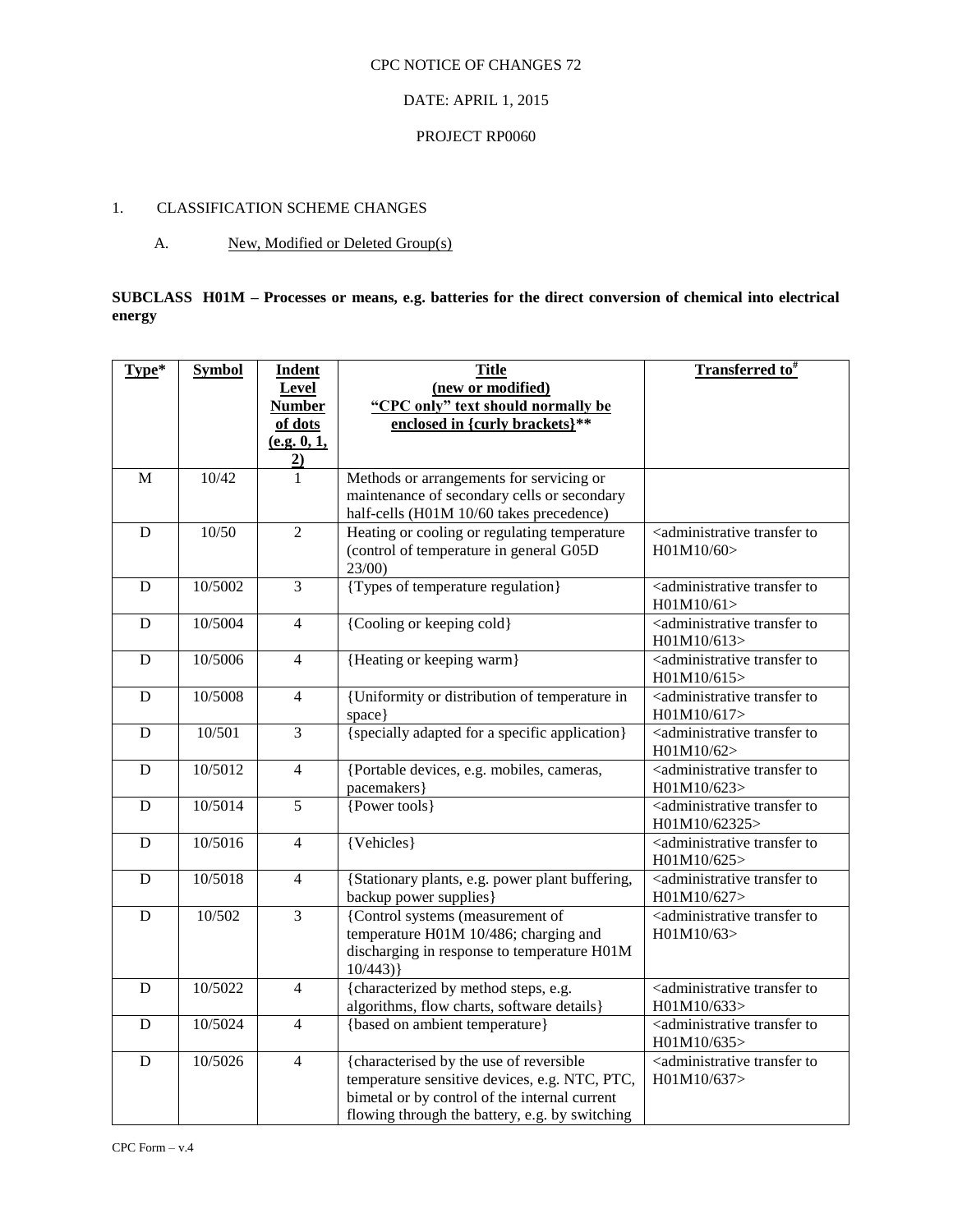CPC NOTICE OF CHANGES 72

DATE: APRIL 1, 2015

PROJECT RP0060

1. CLASSIFICATION SCHEME CHANGES

A. New, Modified or Deleted Group(s)

**SUBCLASS H01M – Processes or means, e.g. batteries for the direct conversion of chemical into electrical energy**

| Type* | Symbol | Indent Level Number of dots (e.g. 0, 1, 2) | Title (new or modified) "CPC only" text should normally be enclosed in {curly brackets}** | Transferred to# |
|---|---|---|---|---|
| M | 10/42 | 1 | Methods or arrangements for servicing or maintenance of secondary cells or secondary half-cells (H01M 10/60 takes precedence) | |
| D | 10/50 | 2 | Heating or cooling or regulating temperature (control of temperature in general G05D 23/00) | <administrative transfer to H01M10/60> |
| D | 10/5002 | 3 | {Types of temperature regulation} | <administrative transfer to H01M10/61> |
| D | 10/5004 | 4 | {Cooling or keeping cold} | <administrative transfer to H01M10/613> |
| D | 10/5006 | 4 | {Heating or keeping warm} | <administrative transfer to H01M10/615> |
| D | 10/5008 | 4 | {Uniformity or distribution of temperature in space} | <administrative transfer to H01M10/617> |
| D | 10/501 | 3 | {specially adapted for a specific application} | <administrative transfer to H01M10/62> |
| D | 10/5012 | 4 | {Portable devices, e.g. mobiles, cameras, pacemakers} | <administrative transfer to H01M10/623> |
| D | 10/5014 | 5 | {Power tools} | <administrative transfer to H01M10/62325> |
| D | 10/5016 | 4 | {Vehicles} | <administrative transfer to H01M10/625> |
| D | 10/5018 | 4 | {Stationary plants, e.g. power plant buffering, backup power supplies} | <administrative transfer to H01M10/627> |
| D | 10/502 | 3 | {Control systems (measurement of temperature H01M 10/486; charging and discharging in response to temperature H01M 10/443)} | <administrative transfer to H01M10/63> |
| D | 10/5022 | 4 | {characterized by method steps, e.g. algorithms, flow charts, software details} | <administrative transfer to H01M10/633> |
| D | 10/5024 | 4 | {based on ambient temperature} | <administrative transfer to H01M10/635> |
| D | 10/5026 | 4 | {characterised by the use of reversible temperature sensitive devices, e.g. NTC, PTC, bimetal or by control of the internal current flowing through the battery, e.g. by switching | <administrative transfer to H01M10/637> |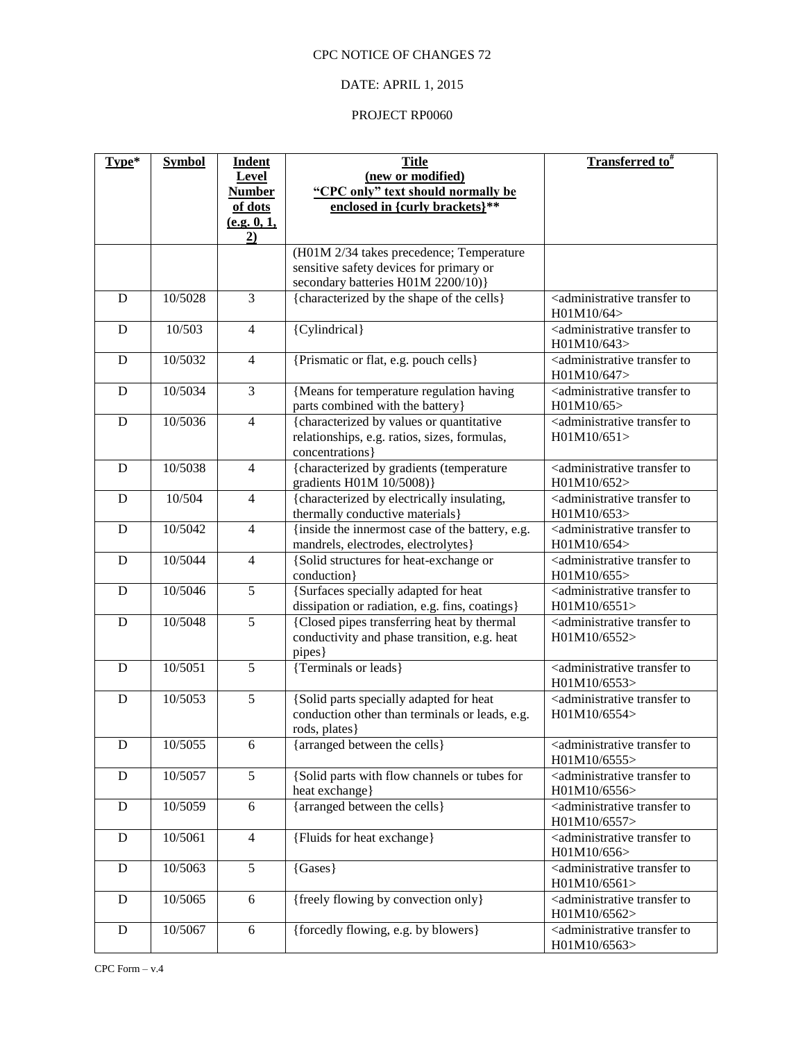CPC NOTICE OF CHANGES 72

DATE: APRIL 1, 2015

PROJECT RP0060

| Type* | Symbol | Indent Level Number of dots (e.g. 0, 1, 2) | Title (new or modified) "CPC only" text should normally be enclosed in {curly brackets}** | Transferred to# |
|---|---|---|---|---|
| | | | (H01M 2/34 takes precedence; Temperature sensitive safety devices for primary or secondary batteries H01M 2200/10)} | |
| D | 10/5028 | 3 | {characterized by the shape of the cells} | <administrative transfer to H01M10/64> |
| D | 10/503 | 4 | {Cylindrical} | <administrative transfer to H01M10/643> |
| D | 10/5032 | 4 | {Prismatic or flat, e.g. pouch cells} | <administrative transfer to H01M10/647> |
| D | 10/5034 | 3 | {Means for temperature regulation having parts combined with the battery} | <administrative transfer to H01M10/65> |
| D | 10/5036 | 4 | {characterized by values or quantitative relationships, e.g. ratios, sizes, formulas, concentrations} | <administrative transfer to H01M10/651> |
| D | 10/5038 | 4 | {characterized by gradients (temperature gradients H01M 10/5008)} | <administrative transfer to H01M10/652> |
| D | 10/504 | 4 | {characterized by electrically insulating, thermally conductive materials} | <administrative transfer to H01M10/653> |
| D | 10/5042 | 4 | {inside the innermost case of the battery, e.g. mandrels, electrodes, electrolytes} | <administrative transfer to H01M10/654> |
| D | 10/5044 | 4 | {Solid structures for heat-exchange or conduction} | <administrative transfer to H01M10/655> |
| D | 10/5046 | 5 | {Surfaces specially adapted for heat dissipation or radiation, e.g. fins, coatings} | <administrative transfer to H01M10/6551> |
| D | 10/5048 | 5 | {Closed pipes transferring heat by thermal conductivity and phase transition, e.g. heat pipes} | <administrative transfer to H01M10/6552> |
| D | 10/5051 | 5 | {Terminals or leads} | <administrative transfer to H01M10/6553> |
| D | 10/5053 | 5 | {Solid parts specially adapted for heat conduction other than terminals or leads, e.g. rods, plates} | <administrative transfer to H01M10/6554> |
| D | 10/5055 | 6 | {arranged between the cells} | <administrative transfer to H01M10/6555> |
| D | 10/5057 | 5 | {Solid parts with flow channels or tubes for heat exchange} | <administrative transfer to H01M10/6556> |
| D | 10/5059 | 6 | {arranged between the cells} | <administrative transfer to H01M10/6557> |
| D | 10/5061 | 4 | {Fluids for heat exchange} | <administrative transfer to H01M10/656> |
| D | 10/5063 | 5 | {Gases} | <administrative transfer to H01M10/6561> |
| D | 10/5065 | 6 | {freely flowing by convection only} | <administrative transfer to H01M10/6562> |
| D | 10/5067 | 6 | {forcedly flowing, e.g. by blowers} | <administrative transfer to H01M10/6563> |

CPC Form – v.4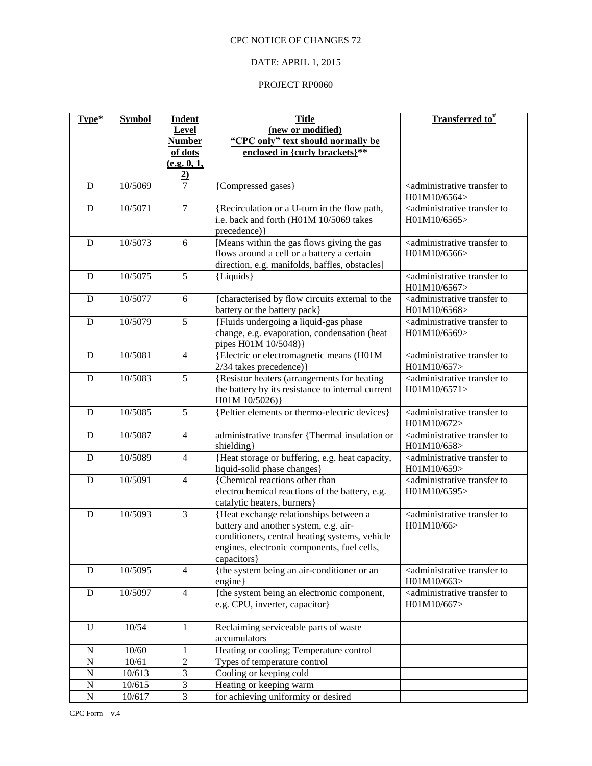CPC NOTICE OF CHANGES 72

DATE: APRIL 1, 2015

PROJECT RP0060

| Type* | Symbol | Indent Level Number of dots (e.g. 0, 1, 2) | Title (new or modified) "CPC only" text should normally be enclosed in {curly brackets}** | Transferred to# |
|---|---|---|---|---|
| D | 10/5069 | 7 | {Compressed gases} | <administrative transfer to H01M10/6564> |
| D | 10/5071 | 7 | {Recirculation or a U-turn in the flow path, i.e. back and forth (H01M 10/5069 takes precedence)} | <administrative transfer to H01M10/6565> |
| D | 10/5073 | 6 | [Means within the gas flows giving the gas flows around a cell or a battery a certain direction, e.g. manifolds, baffles, obstacles] | <administrative transfer to H01M10/6566> |
| D | 10/5075 | 5 | {Liquids} | <administrative transfer to H01M10/6567> |
| D | 10/5077 | 6 | {characterised by flow circuits external to the battery or the battery pack} | <administrative transfer to H01M10/6568> |
| D | 10/5079 | 5 | {Fluids undergoing a liquid-gas phase change, e.g. evaporation, condensation (heat pipes H01M 10/5048)} | <administrative transfer to H01M10/6569> |
| D | 10/5081 | 4 | {Electric or electromagnetic means (H01M 2/34 takes precedence)} | <administrative transfer to H01M10/657> |
| D | 10/5083 | 5 | {Resistor heaters (arrangements for heating the battery by its resistance to internal current H01M 10/5026)} | <administrative transfer to H01M10/6571> |
| D | 10/5085 | 5 | {Peltier elements or thermo-electric devices} | <administrative transfer to H01M10/672> |
| D | 10/5087 | 4 | administrative transfer {Thermal insulation or shielding} | <administrative transfer to H01M10/658> |
| D | 10/5089 | 4 | {Heat storage or buffering, e.g. heat capacity, liquid-solid phase changes} | <administrative transfer to H01M10/659> |
| D | 10/5091 | 4 | {Chemical reactions other than electrochemical reactions of the battery, e.g. catalytic heaters, burners} | <administrative transfer to H01M10/6595> |
| D | 10/5093 | 3 | {Heat exchange relationships between a battery and another system, e.g. air-conditioners, central heating systems, vehicle engines, electronic components, fuel cells, capacitors} | <administrative transfer to H01M10/66> |
| D | 10/5095 | 4 | {the system being an air-conditioner or an engine} | <administrative transfer to H01M10/663> |
| D | 10/5097 | 4 | {the system being an electronic component, e.g. CPU, inverter, capacitor} | <administrative transfer to H01M10/667> |
| | | | | |
| U | 10/54 | 1 | Reclaiming serviceable parts of waste accumulators | |
| N | 10/60 | 1 | Heating or cooling; Temperature control | |
| N | 10/61 | 2 | Types of temperature control | |
| N | 10/613 | 3 | Cooling or keeping cold | |
| N | 10/615 | 3 | Heating or keeping warm | |
| N | 10/617 | 3 | for achieving uniformity or desired | |

CPC Form – v.4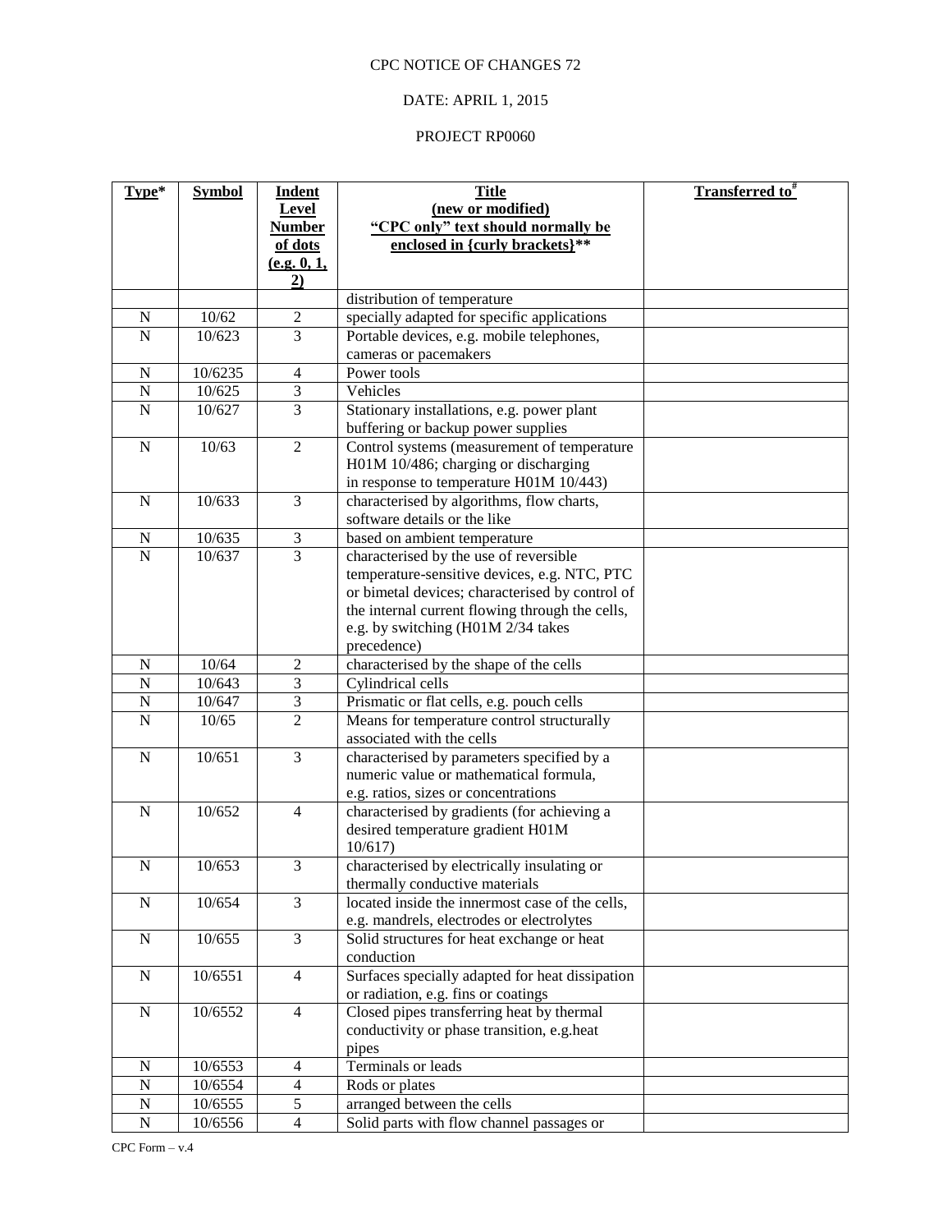CPC NOTICE OF CHANGES 72

DATE: APRIL 1, 2015

PROJECT RP0060

| Type* | Symbol | Indent Level Number of dots (e.g. 0, 1, 2) | Title (new or modified) "CPC only" text should normally be enclosed in {curly brackets}** | Transferred to# |
|---|---|---|---|---|
| | | | distribution of temperature | |
| N | 10/62 | 2 | specially adapted for specific applications | |
| N | 10/623 | 3 | Portable devices, e.g. mobile telephones, cameras or pacemakers | |
| N | 10/6235 | 4 | Power tools | |
| N | 10/625 | 3 | Vehicles | |
| N | 10/627 | 3 | Stationary installations, e.g. power plant buffering or backup power supplies | |
| N | 10/63 | 2 | Control systems (measurement of temperature H01M 10/486; charging or discharging in response to temperature H01M 10/443) | |
| N | 10/633 | 3 | characterised by algorithms, flow charts, software details or the like | |
| N | 10/635 | 3 | based on ambient temperature | |
| N | 10/637 | 3 | characterised by the use of reversible temperature-sensitive devices, e.g. NTC, PTC or bimetal devices; characterised by control of the internal current flowing through the cells, e.g. by switching (H01M 2/34 takes precedence) | |
| N | 10/64 | 2 | characterised by the shape of the cells | |
| N | 10/643 | 3 | Cylindrical cells | |
| N | 10/647 | 3 | Prismatic or flat cells, e.g. pouch cells | |
| N | 10/65 | 2 | Means for temperature control structurally associated with the cells | |
| N | 10/651 | 3 | characterised by parameters specified by a numeric value or mathematical formula, e.g. ratios, sizes or concentrations | |
| N | 10/652 | 4 | characterised by gradients (for achieving a desired temperature gradient H01M 10/617) | |
| N | 10/653 | 3 | characterised by electrically insulating or thermally conductive materials | |
| N | 10/654 | 3 | located inside the innermost case of the cells, e.g. mandrels, electrodes or electrolytes | |
| N | 10/655 | 3 | Solid structures for heat exchange or heat conduction | |
| N | 10/6551 | 4 | Surfaces specially adapted for heat dissipation or radiation, e.g. fins or coatings | |
| N | 10/6552 | 4 | Closed pipes transferring heat by thermal conductivity or phase transition, e.g.heat pipes | |
| N | 10/6553 | 4 | Terminals or leads | |
| N | 10/6554 | 4 | Rods or plates | |
| N | 10/6555 | 5 | arranged between the cells | |
| N | 10/6556 | 4 | Solid parts with flow channel passages or | |

CPC Form – v.4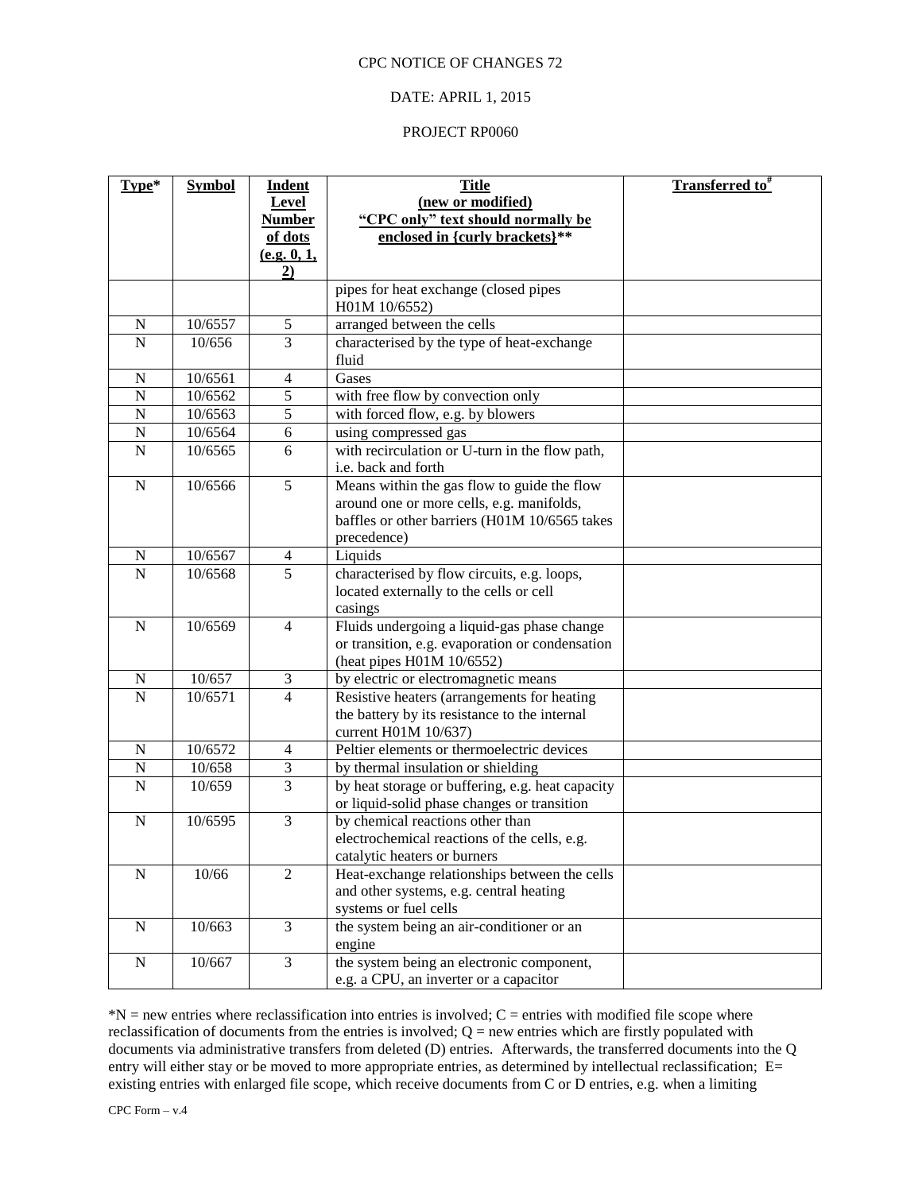CPC NOTICE OF CHANGES 72

DATE: APRIL 1, 2015

PROJECT RP0060

| Type* | Symbol | Indent Level Number of dots (e.g. 0, 1, 2) | Title (new or modified) "CPC only" text should normally be enclosed in {curly brackets}** | Transferred to# |
|---|---|---|---|---|
| | | | pipes for heat exchange (closed pipes H01M 10/6552) | |
| N | 10/6557 | 5 | arranged between the cells | |
| N | 10/656 | 3 | characterised by the type of heat-exchange fluid | |
| N | 10/6561 | 4 | Gases | |
| N | 10/6562 | 5 | with free flow by convection only | |
| N | 10/6563 | 5 | with forced flow, e.g. by blowers | |
| N | 10/6564 | 6 | using compressed gas | |
| N | 10/6565 | 6 | with recirculation or U-turn in the flow path, i.e. back and forth | |
| N | 10/6566 | 5 | Means within the gas flow to guide the flow around one or more cells, e.g. manifolds, baffles or other barriers (H01M 10/6565 takes precedence) | |
| N | 10/6567 | 4 | Liquids | |
| N | 10/6568 | 5 | characterised by flow circuits, e.g. loops, located externally to the cells or cell casings | |
| N | 10/6569 | 4 | Fluids undergoing a liquid-gas phase change or transition, e.g. evaporation or condensation (heat pipes H01M 10/6552) | |
| N | 10/657 | 3 | by electric or electromagnetic means | |
| N | 10/6571 | 4 | Resistive heaters (arrangements for heating the battery by its resistance to the internal current H01M 10/637) | |
| N | 10/6572 | 4 | Peltier elements or thermoelectric devices | |
| N | 10/658 | 3 | by thermal insulation or shielding | |
| N | 10/659 | 3 | by heat storage or buffering, e.g. heat capacity or liquid-solid phase changes or transition | |
| N | 10/6595 | 3 | by chemical reactions other than electrochemical reactions of the cells, e.g. catalytic heaters or burners | |
| N | 10/66 | 2 | Heat-exchange relationships between the cells and other systems, e.g. central heating systems or fuel cells | |
| N | 10/663 | 3 | the system being an air-conditioner or an engine | |
| N | 10/667 | 3 | the system being an electronic component, e.g. a CPU, an inverter or a capacitor | |

*N = new entries where reclassification into entries is involved; C = entries with modified file scope where reclassification of documents from the entries is involved; Q = new entries which are firstly populated with documents via administrative transfers from deleted (D) entries. Afterwards, the transferred documents into the Q entry will either stay or be moved to more appropriate entries, as determined by intellectual reclassification; E= existing entries with enlarged file scope, which receive documents from C or D entries, e.g. when a limiting

CPC Form – v.4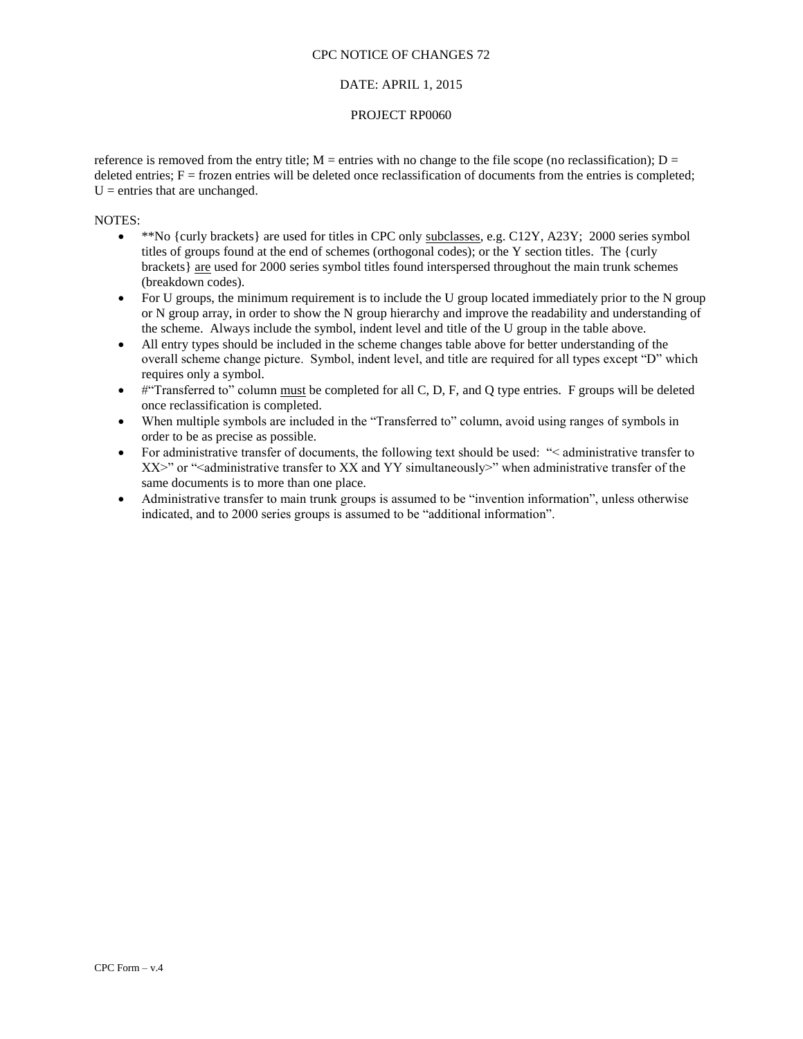reference is removed from the entry title; M = entries with no change to the file scope (no reclassification); D = deleted entries; F = frozen entries will be deleted once reclassification of documents from the entries is completed; U = entries that are unchanged.

NOTES:

- **No {curly brackets} are used for titles in CPC only subclasses, e.g. C12Y, A23Y; 2000 series symbol titles of groups found at the end of schemes (orthogonal codes); or the Y section titles. The {curly brackets} are used for 2000 series symbol titles found interspersed throughout the main trunk schemes (breakdown codes).
- For U groups, the minimum requirement is to include the U group located immediately prior to the N group or N group array, in order to show the N group hierarchy and improve the readability and understanding of the scheme. Always include the symbol, indent level and title of the U group in the table above.
- All entry types should be included in the scheme changes table above for better understanding of the overall scheme change picture. Symbol, indent level, and title are required for all types except "D" which requires only a symbol.
- #"Transferred to" column must be completed for all C, D, F, and Q type entries. F groups will be deleted once reclassification is completed.
- When multiple symbols are included in the "Transferred to" column, avoid using ranges of symbols in order to be as precise as possible.
- For administrative transfer of documents, the following text should be used: "< administrative transfer to XX>" or "<administrative transfer to XX and YY simultaneously>" when administrative transfer of the same documents is to more than one place.
- Administrative transfer to main trunk groups is assumed to be "invention information", unless otherwise indicated, and to 2000 series groups is assumed to be "additional information".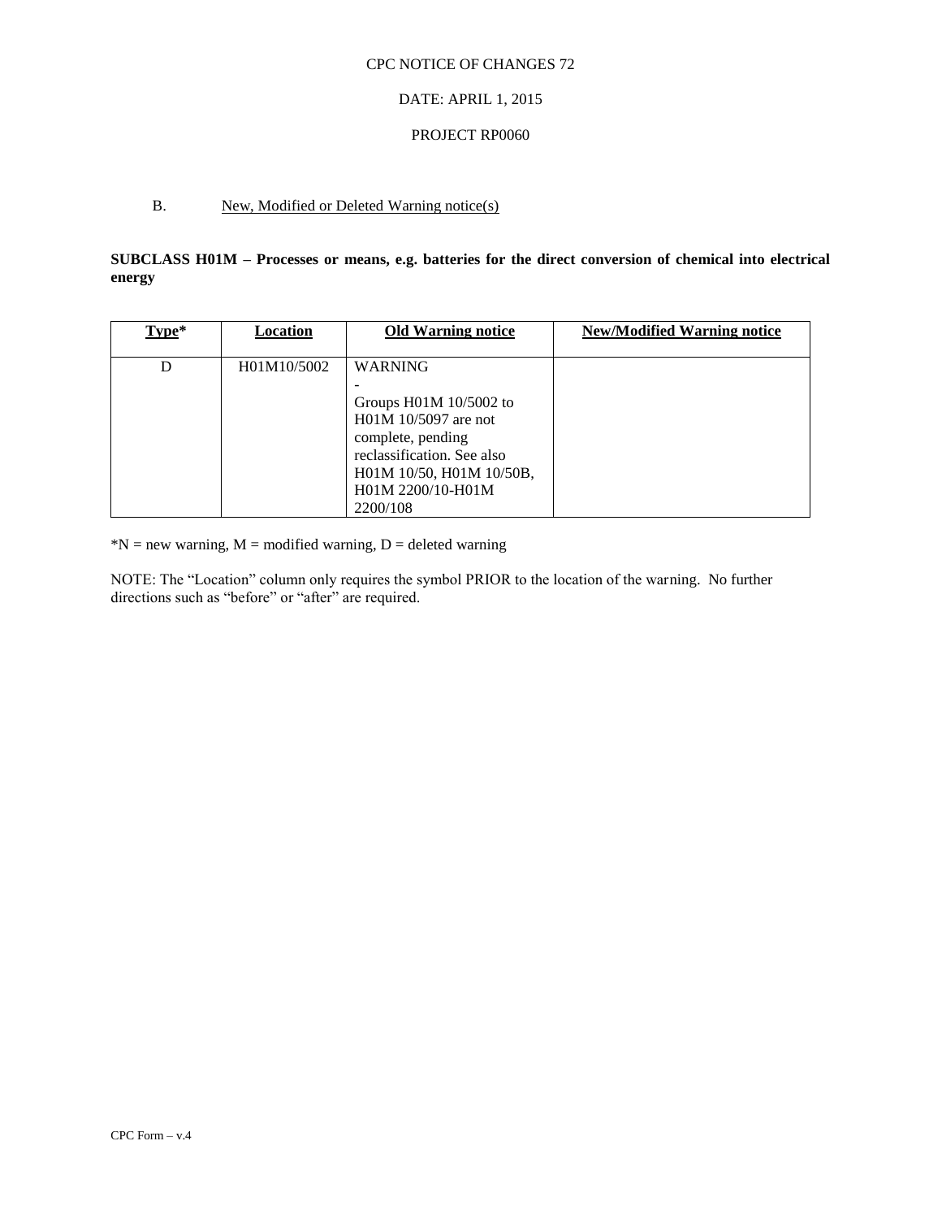CPC NOTICE OF CHANGES 72

DATE: APRIL 1, 2015

PROJECT RP0060

B. New, Modified or Deleted Warning notice(s)

**SUBCLASS H01M – Processes or means, e.g. batteries for the direct conversion of chemical into electrical energy**

| Type* | Location | Old Warning notice | New/Modified Warning notice |
|---|---|---|---|
| D | H01M10/5002 | WARNING - Groups H01M 10/5002 to H01M 10/5097 are not complete, pending reclassification. See also H01M 10/50, H01M 10/50B, H01M 2200/10-H01M 2200/108 | |

*N = new warning, M = modified warning, D = deleted warning

NOTE: The "Location" column only requires the symbol PRIOR to the location of the warning. No further directions such as "before" or "after" are required.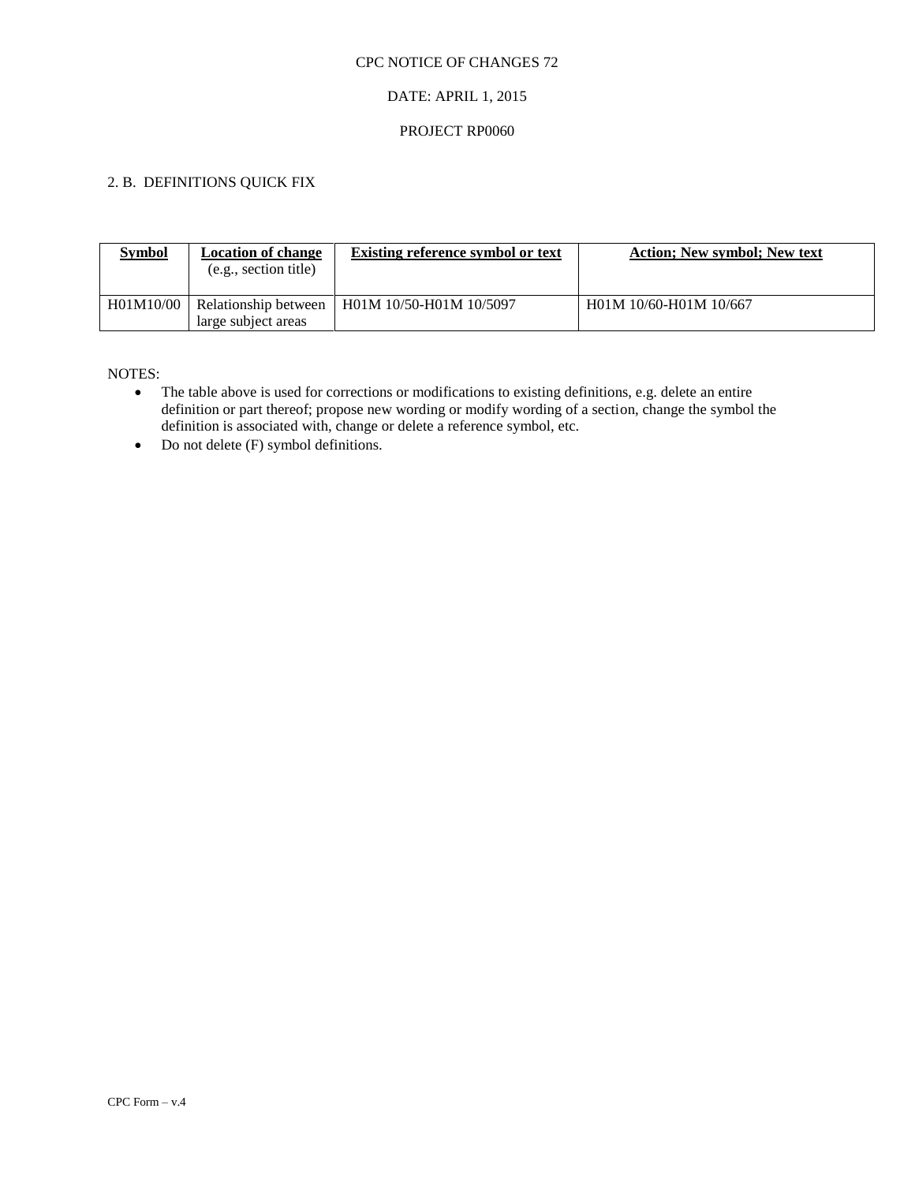CPC NOTICE OF CHANGES 72

DATE: APRIL 1, 2015

PROJECT RP0060

## 2. B. DEFINITIONS QUICK FIX

| **Symbol** | **Location of change** (e.g., section title) | **Existing reference symbol or text** | **Action; New symbol; New text** |
|---|---|---|---|
| H01M10/00 | Relationship between large subject areas | H01M 10/50-H01M 10/5097 | H01M 10/60-H01M 10/667 |

NOTES:

- The table above is used for corrections or modifications to existing definitions, e.g. delete an entire definition or part thereof; propose new wording or modify wording of a section, change the symbol the definition is associated with, change or delete a reference symbol, etc.
- Do not delete (F) symbol definitions.

CPC Form – v.4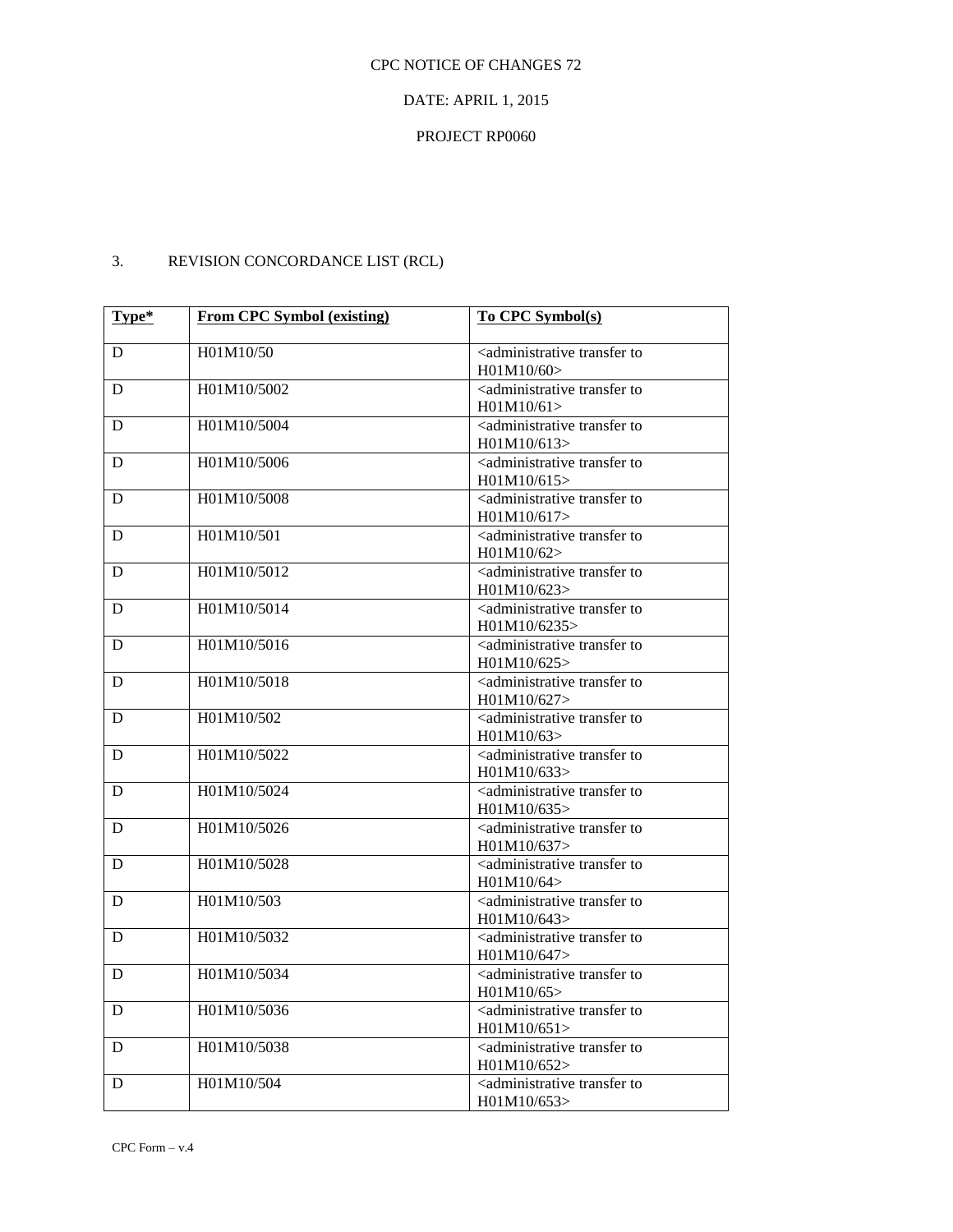CPC NOTICE OF CHANGES 72

DATE: APRIL 1, 2015

PROJECT RP0060

3. REVISION CONCORDANCE LIST (RCL)

| **Type*** | **From CPC Symbol (existing)** | **To CPC Symbol(s)** |
|---|---|---|
| D | H01M10/50 | <administrative transfer to H01M10/60> |
| D | H01M10/5002 | <administrative transfer to H01M10/61> |
| D | H01M10/5004 | <administrative transfer to H01M10/613> |
| D | H01M10/5006 | <administrative transfer to H01M10/615> |
| D | H01M10/5008 | <administrative transfer to H01M10/617> |
| D | H01M10/501 | <administrative transfer to H01M10/62> |
| D | H01M10/5012 | <administrative transfer to H01M10/623> |
| D | H01M10/5014 | <administrative transfer to H01M10/6235> |
| D | H01M10/5016 | <administrative transfer to H01M10/625> |
| D | H01M10/5018 | <administrative transfer to H01M10/627> |
| D | H01M10/502 | <administrative transfer to H01M10/63> |
| D | H01M10/5022 | <administrative transfer to H01M10/633> |
| D | H01M10/5024 | <administrative transfer to H01M10/635> |
| D | H01M10/5026 | <administrative transfer to H01M10/637> |
| D | H01M10/5028 | <administrative transfer to H01M10/64> |
| D | H01M10/503 | <administrative transfer to H01M10/643> |
| D | H01M10/5032 | <administrative transfer to H01M10/647> |
| D | H01M10/5034 | <administrative transfer to H01M10/65> |
| D | H01M10/5036 | <administrative transfer to H01M10/651> |
| D | H01M10/5038 | <administrative transfer to H01M10/652> |
| D | H01M10/504 | <administrative transfer to H01M10/653> |

CPC Form – v.4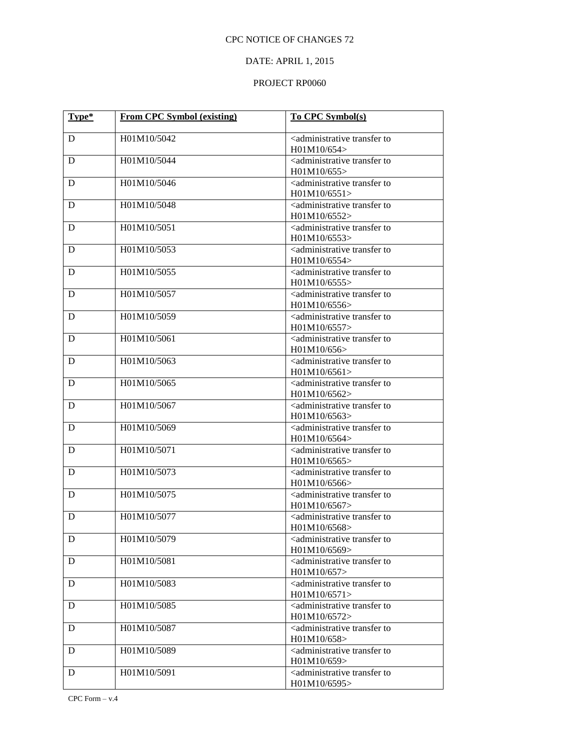CPC NOTICE OF CHANGES 72

DATE: APRIL 1, 2015

PROJECT RP0060

| Type* | From CPC Symbol (existing) | To CPC Symbol(s) |
|---|---|---|
| D | H01M10/5042 | <administrative transfer to H01M10/654> |
| D | H01M10/5044 | <administrative transfer to H01M10/655> |
| D | H01M10/5046 | <administrative transfer to H01M10/6551> |
| D | H01M10/5048 | <administrative transfer to H01M10/6552> |
| D | H01M10/5051 | <administrative transfer to H01M10/6553> |
| D | H01M10/5053 | <administrative transfer to H01M10/6554> |
| D | H01M10/5055 | <administrative transfer to H01M10/6555> |
| D | H01M10/5057 | <administrative transfer to H01M10/6556> |
| D | H01M10/5059 | <administrative transfer to H01M10/6557> |
| D | H01M10/5061 | <administrative transfer to H01M10/656> |
| D | H01M10/5063 | <administrative transfer to H01M10/6561> |
| D | H01M10/5065 | <administrative transfer to H01M10/6562> |
| D | H01M10/5067 | <administrative transfer to H01M10/6563> |
| D | H01M10/5069 | <administrative transfer to H01M10/6564> |
| D | H01M10/5071 | <administrative transfer to H01M10/6565> |
| D | H01M10/5073 | <administrative transfer to H01M10/6566> |
| D | H01M10/5075 | <administrative transfer to H01M10/6567> |
| D | H01M10/5077 | <administrative transfer to H01M10/6568> |
| D | H01M10/5079 | <administrative transfer to H01M10/6569> |
| D | H01M10/5081 | <administrative transfer to H01M10/657> |
| D | H01M10/5083 | <administrative transfer to H01M10/6571> |
| D | H01M10/5085 | <administrative transfer to H01M10/6572> |
| D | H01M10/5087 | <administrative transfer to H01M10/658> |
| D | H01M10/5089 | <administrative transfer to H01M10/659> |
| D | H01M10/5091 | <administrative transfer to H01M10/6595> |

CPC Form – v.4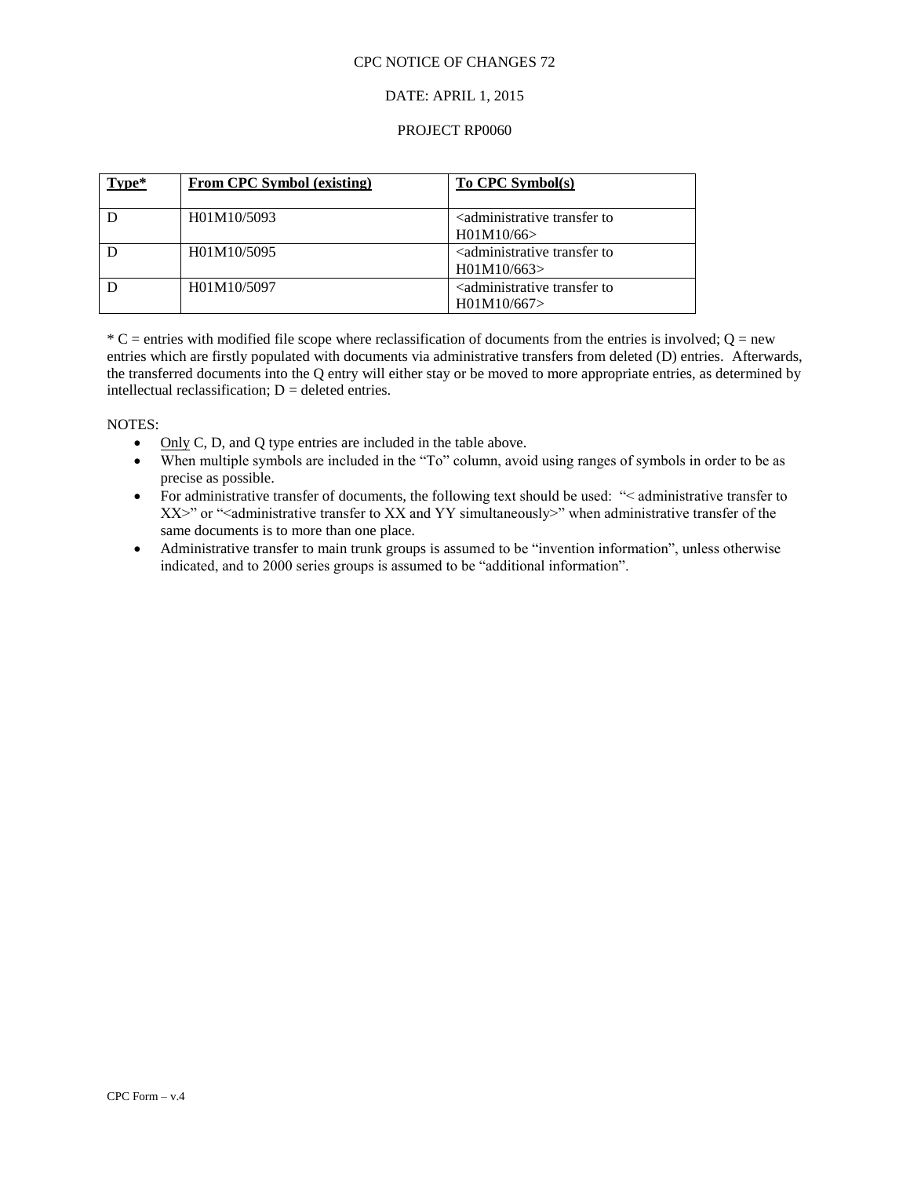CPC NOTICE OF CHANGES 72

DATE: APRIL 1, 2015

PROJECT RP0060

| Type* | From CPC Symbol (existing) | To CPC Symbol(s) |
|---|---|---|
| D | H01M10/5093 | <administrative transfer to H01M10/66> |
| D | H01M10/5095 | <administrative transfer to H01M10/663> |
| D | H01M10/5097 | <administrative transfer to H01M10/667> |

* C = entries with modified file scope where reclassification of documents from the entries is involved; Q = new entries which are firstly populated with documents via administrative transfers from deleted (D) entries. Afterwards, the transferred documents into the Q entry will either stay or be moved to more appropriate entries, as determined by intellectual reclassification; D = deleted entries.

NOTES:

- Only C, D, and Q type entries are included in the table above.
- When multiple symbols are included in the "To" column, avoid using ranges of symbols in order to be as precise as possible.
- For administrative transfer of documents, the following text should be used: "< administrative transfer to XX>" or "<administrative transfer to XX and YY simultaneously>" when administrative transfer of the same documents is to more than one place.
- Administrative transfer to main trunk groups is assumed to be "invention information", unless otherwise indicated, and to 2000 series groups is assumed to be "additional information".

CPC Form – v.4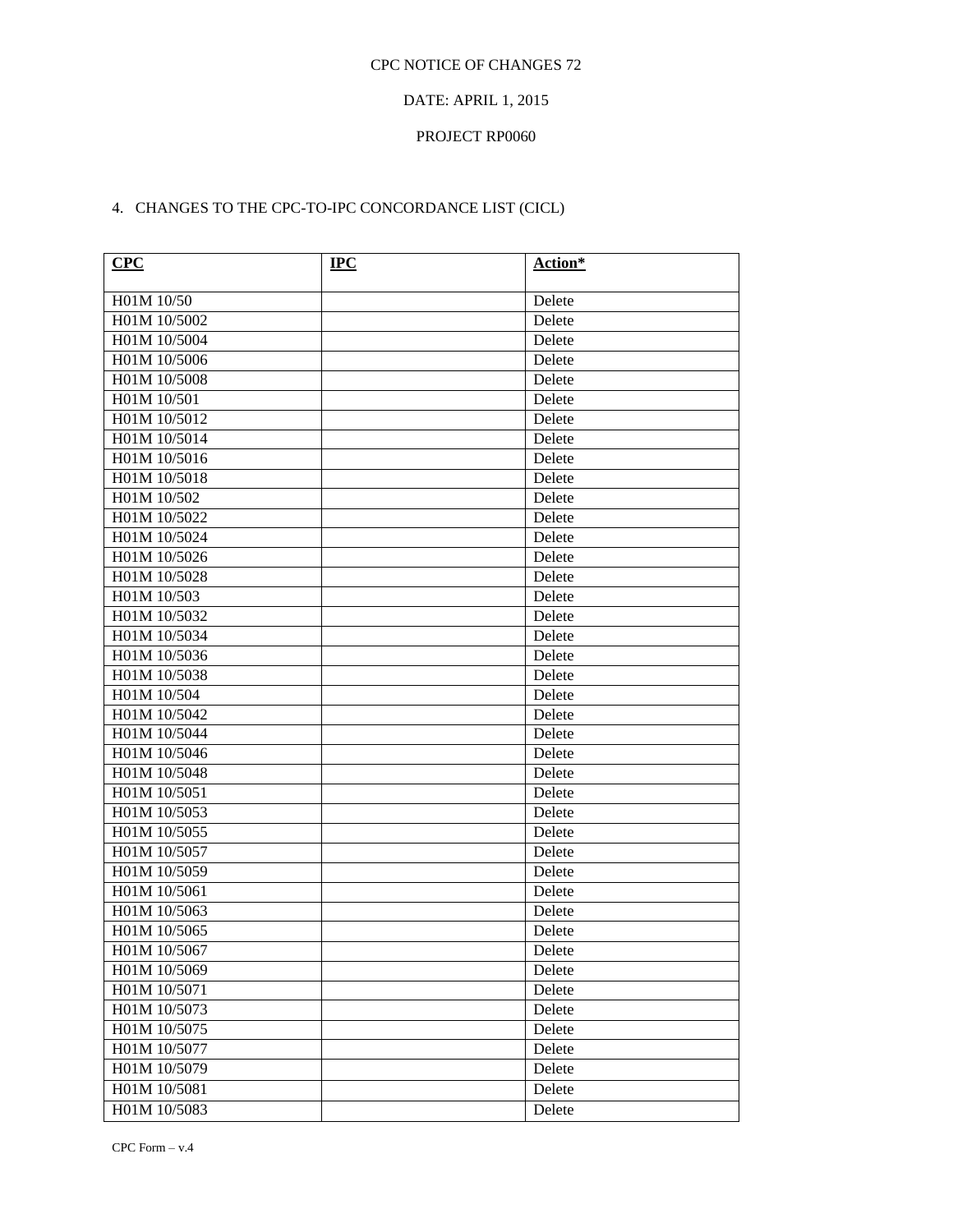CPC NOTICE OF CHANGES 72

DATE: APRIL 1, 2015

PROJECT RP0060

4. CHANGES TO THE CPC-TO-IPC CONCORDANCE LIST (CICL)

| CPC | IPC | Action* |
|---|---|---|
| H01M 10/50 | | Delete |
| H01M 10/5002 | | Delete |
| H01M 10/5004 | | Delete |
| H01M 10/5006 | | Delete |
| H01M 10/5008 | | Delete |
| H01M 10/501 | | Delete |
| H01M 10/5012 | | Delete |
| H01M 10/5014 | | Delete |
| H01M 10/5016 | | Delete |
| H01M 10/5018 | | Delete |
| H01M 10/502 | | Delete |
| H01M 10/5022 | | Delete |
| H01M 10/5024 | | Delete |
| H01M 10/5026 | | Delete |
| H01M 10/5028 | | Delete |
| H01M 10/503 | | Delete |
| H01M 10/5032 | | Delete |
| H01M 10/5034 | | Delete |
| H01M 10/5036 | | Delete |
| H01M 10/5038 | | Delete |
| H01M 10/504 | | Delete |
| H01M 10/5042 | | Delete |
| H01M 10/5044 | | Delete |
| H01M 10/5046 | | Delete |
| H01M 10/5048 | | Delete |
| H01M 10/5051 | | Delete |
| H01M 10/5053 | | Delete |
| H01M 10/5055 | | Delete |
| H01M 10/5057 | | Delete |
| H01M 10/5059 | | Delete |
| H01M 10/5061 | | Delete |
| H01M 10/5063 | | Delete |
| H01M 10/5065 | | Delete |
| H01M 10/5067 | | Delete |
| H01M 10/5069 | | Delete |
| H01M 10/5071 | | Delete |
| H01M 10/5073 | | Delete |
| H01M 10/5075 | | Delete |
| H01M 10/5077 | | Delete |
| H01M 10/5079 | | Delete |
| H01M 10/5081 | | Delete |
| H01M 10/5083 | | Delete |

CPC Form – v.4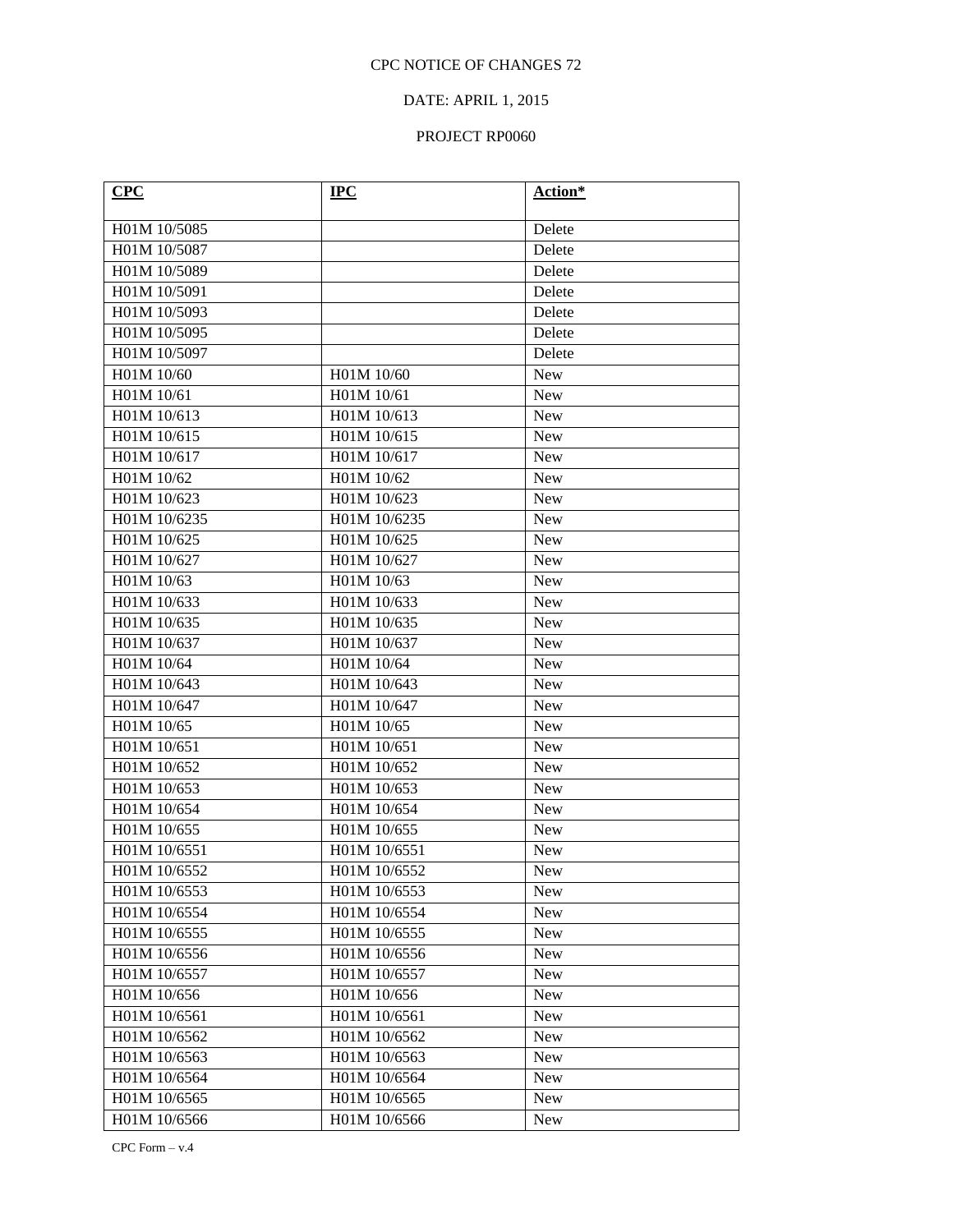CPC NOTICE OF CHANGES 72

DATE: APRIL 1, 2015

PROJECT RP0060

| **CPC** | **IPC** | **Action*** |
|---|---|---|
| H01M 10/5085 | | Delete |
| H01M 10/5087 | | Delete |
| H01M 10/5089 | | Delete |
| H01M 10/5091 | | Delete |
| H01M 10/5093 | | Delete |
| H01M 10/5095 | | Delete |
| H01M 10/5097 | | Delete |
| H01M 10/60 | H01M 10/60 | New |
| H01M 10/61 | H01M 10/61 | New |
| H01M 10/613 | H01M 10/613 | New |
| H01M 10/615 | H01M 10/615 | New |
| H01M 10/617 | H01M 10/617 | New |
| H01M 10/62 | H01M 10/62 | New |
| H01M 10/623 | H01M 10/623 | New |
| H01M 10/6235 | H01M 10/6235 | New |
| H01M 10/625 | H01M 10/625 | New |
| H01M 10/627 | H01M 10/627 | New |
| H01M 10/63 | H01M 10/63 | New |
| H01M 10/633 | H01M 10/633 | New |
| H01M 10/635 | H01M 10/635 | New |
| H01M 10/637 | H01M 10/637 | New |
| H01M 10/64 | H01M 10/64 | New |
| H01M 10/643 | H01M 10/643 | New |
| H01M 10/647 | H01M 10/647 | New |
| H01M 10/65 | H01M 10/65 | New |
| H01M 10/651 | H01M 10/651 | New |
| H01M 10/652 | H01M 10/652 | New |
| H01M 10/653 | H01M 10/653 | New |
| H01M 10/654 | H01M 10/654 | New |
| H01M 10/655 | H01M 10/655 | New |
| H01M 10/6551 | H01M 10/6551 | New |
| H01M 10/6552 | H01M 10/6552 | New |
| H01M 10/6553 | H01M 10/6553 | New |
| H01M 10/6554 | H01M 10/6554 | New |
| H01M 10/6555 | H01M 10/6555 | New |
| H01M 10/6556 | H01M 10/6556 | New |
| H01M 10/6557 | H01M 10/6557 | New |
| H01M 10/656 | H01M 10/656 | New |
| H01M 10/6561 | H01M 10/6561 | New |
| H01M 10/6562 | H01M 10/6562 | New |
| H01M 10/6563 | H01M 10/6563 | New |
| H01M 10/6564 | H01M 10/6564 | New |
| H01M 10/6565 | H01M 10/6565 | New |
| H01M 10/6566 | H01M 10/6566 | New |

CPC Form – v.4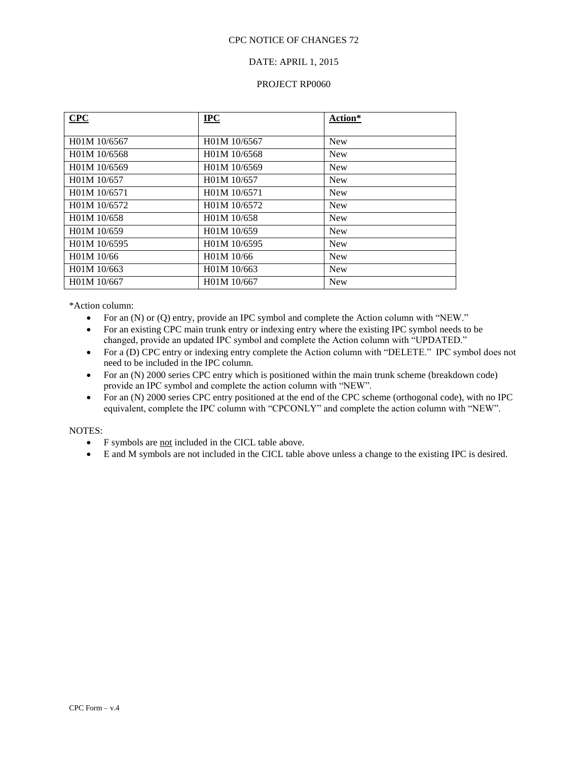CPC NOTICE OF CHANGES 72

DATE: APRIL 1, 2015

PROJECT RP0060

| **CPC** | **IPC** | **Action*** |
| --- | --- | --- |
| H01M 10/6567 | H01M 10/6567 | New |
| H01M 10/6568 | H01M 10/6568 | New |
| H01M 10/6569 | H01M 10/6569 | New |
| H01M 10/657 | H01M 10/657 | New |
| H01M 10/6571 | H01M 10/6571 | New |
| H01M 10/6572 | H01M 10/6572 | New |
| H01M 10/658 | H01M 10/658 | New |
| H01M 10/659 | H01M 10/659 | New |
| H01M 10/6595 | H01M 10/6595 | New |
| H01M 10/66 | H01M 10/66 | New |
| H01M 10/663 | H01M 10/663 | New |
| H01M 10/667 | H01M 10/667 | New |

*Action column:

- For an (N) or (Q) entry, provide an IPC symbol and complete the Action column with "NEW."
- For an existing CPC main trunk entry or indexing entry where the existing IPC symbol needs to be changed, provide an updated IPC symbol and complete the Action column with "UPDATED."
- For a (D) CPC entry or indexing entry complete the Action column with "DELETE." IPC symbol does not need to be included in the IPC column.
- For an (N) 2000 series CPC entry which is positioned within the main trunk scheme (breakdown code) provide an IPC symbol and complete the action column with "NEW".
- For an (N) 2000 series CPC entry positioned at the end of the CPC scheme (orthogonal code), with no IPC equivalent, complete the IPC column with "CPCONLY" and complete the action column with "NEW".

NOTES:

- F symbols are not included in the CICL table above.
- E and M symbols are not included in the CICL table above unless a change to the existing IPC is desired.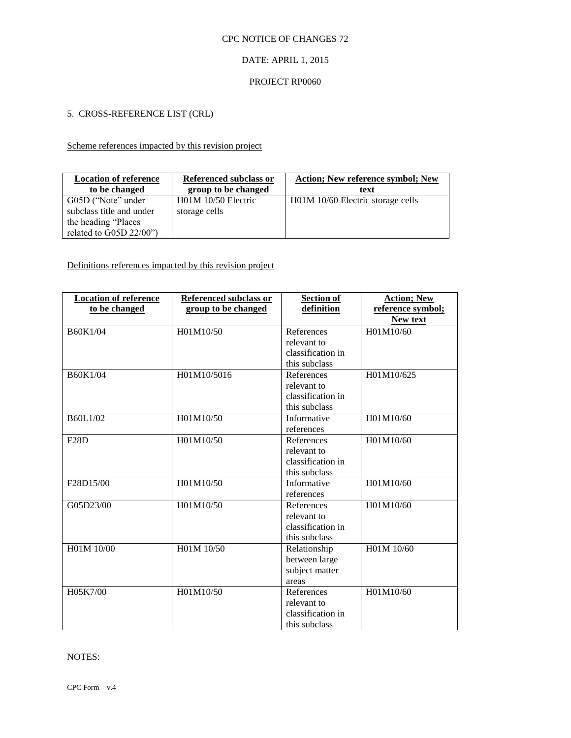CPC NOTICE OF CHANGES 72

DATE: APRIL 1, 2015

PROJECT RP0060

5. CROSS-REFERENCE LIST (CRL)

Scheme references impacted by this revision project

| Location of reference to be changed | Referenced subclass or group to be changed | Action; New reference symbol; New text |
|---|---|---|
| G05D ("Note" under subclass title and under the heading "Places related to G05D 22/00") | H01M 10/50 Electric storage cells | H01M 10/60 Electric storage cells |

Definitions references impacted by this revision project

| Location of reference to be changed | Referenced subclass or group to be changed | Section of definition | Action; New reference symbol; New text |
|---|---|---|---|
| B60K1/04 | H01M10/50 | References relevant to classification in this subclass | H01M10/60 |
| B60K1/04 | H01M10/5016 | References relevant to classification in this subclass | H01M10/625 |
| B60L1/02 | H01M10/50 | Informative references | H01M10/60 |
| F28D | H01M10/50 | References relevant to classification in this subclass | H01M10/60 |
| F28D15/00 | H01M10/50 | Informative references | H01M10/60 |
| G05D23/00 | H01M10/50 | References relevant to classification in this subclass | H01M10/60 |
| H01M 10/00 | H01M 10/50 | Relationship between large subject matter areas | H01M 10/60 |
| H05K7/00 | H01M10/50 | References relevant to classification in this subclass | H01M10/60 |

NOTES:

CPC Form – v.4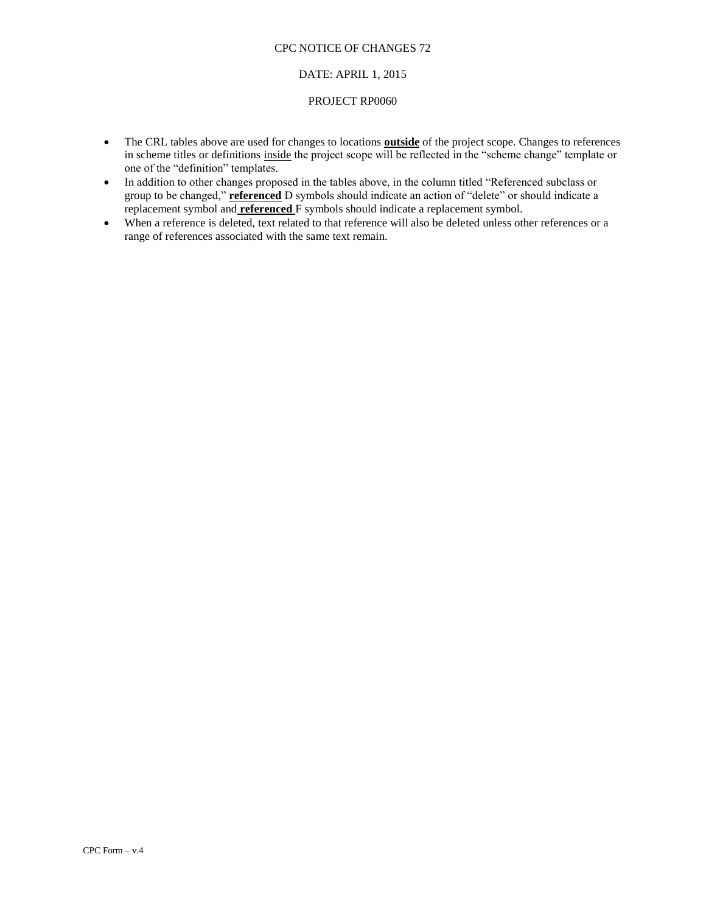- The CRL tables above are used for changes to locations **outside** of the project scope. Changes to references in scheme titles or definitions inside the project scope will be reflected in the “scheme change” template or one of the “definition” templates.
- In addition to other changes proposed in the tables above, in the column titled “Referenced subclass or group to be changed,” **referenced** D symbols should indicate an action of “delete” or should indicate a replacement symbol and **referenced** F symbols should indicate a replacement symbol.
- When a reference is deleted, text related to that reference will also be deleted unless other references or a range of references associated with the same text remain.